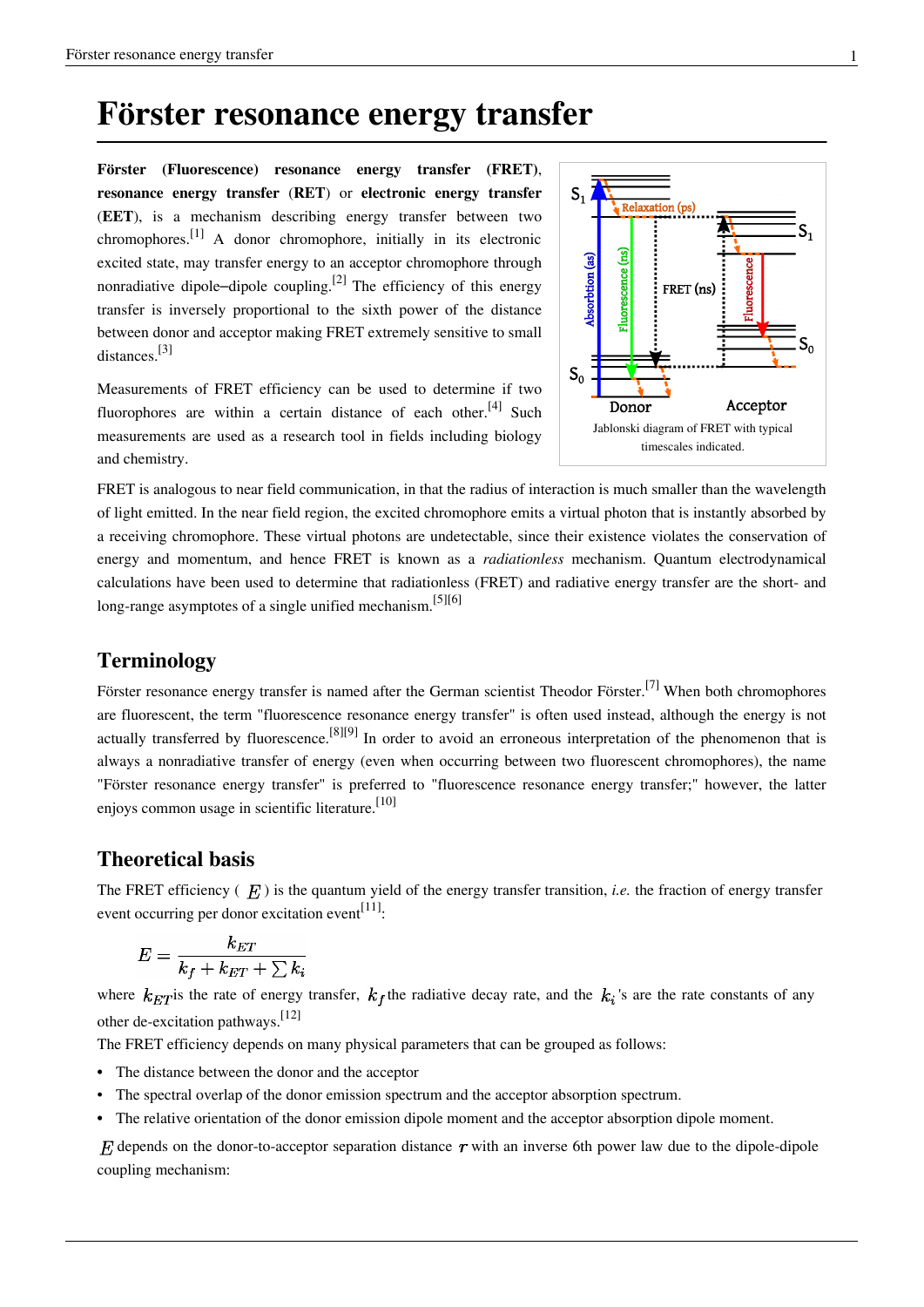# Förster resonance energy transfer

**Förster (Fluorescence) resonance energy transfer (FRET)**, **resonance energy transfer (RET)** or **electronic energy transfer (EET)**, is a mechanism describing energy transfer between two chromophores.[1] A donor chromophore, initially in its electronic excited state, may transfer energy to an acceptor chromophore through nonradiative dipole–dipole coupling.[2] The efficiency of this energy transfer is inversely proportional to the sixth power of the distance between donor and acceptor making FRET extremely sensitive to small distances.[3]

Measurements of FRET efficiency can be used to determine if two fluorophores are within a certain distance of each other.[4] Such measurements are used as a research tool in fields including biology and chemistry.

Jablonski diagram of FRET with typical timescales indicated.

FRET is analogous to near field communication, in that the radius of interaction is much smaller than the wavelength of light emitted. In the near field region, the excited chromophore emits a virtual photon that is instantly absorbed by a receiving chromophore. These virtual photons are undetectable, since their existence violates the conservation of energy and momentum, and hence FRET is known as a *radiationless* mechanism. Quantum electrodynamical calculations have been used to determine that radiationless (FRET) and radiative energy transfer are the short- and long-range asymptotes of a single unified mechanism.[5][6]

## Terminology

Förster resonance energy transfer is named after the German scientist Theodor Förster.[7] When both chromophores are fluorescent, the term "fluorescence resonance energy transfer" is often used instead, although the energy is not actually transferred by fluorescence.[8][9] In order to avoid an erroneous interpretation of the phenomenon that is always a nonradiative transfer of energy (even when occurring between two fluorescent chromophores), the name "Förster resonance energy transfer" is preferred to "fluorescence resonance energy transfer;" however, the latter enjoys common usage in scientific literature.[10]

## Theoretical basis

The FRET efficiency ( $E$ ) is the quantum yield of the energy transfer transition, *i.e.* the fraction of energy transfer event occurring per donor excitation event[11]:

$$E = \frac{k_{ET}}{k_f + k_{ET} + \sum k_i}$$

where $k_{ET}$ is the rate of energy transfer, $k_f$ the radiative decay rate, and the $k_i$'s are the rate constants of any other de-excitation pathways.[12]

The FRET efficiency depends on many physical parameters that can be grouped as follows:

- The distance between the donor and the acceptor
- The spectral overlap of the donor emission spectrum and the acceptor absorption spectrum.
- The relative orientation of the donor emission dipole moment and the acceptor absorption dipole moment.

$E$ depends on the donor-to-acceptor separation distance $r$ with an inverse 6th power law due to the dipole-dipole coupling mechanism: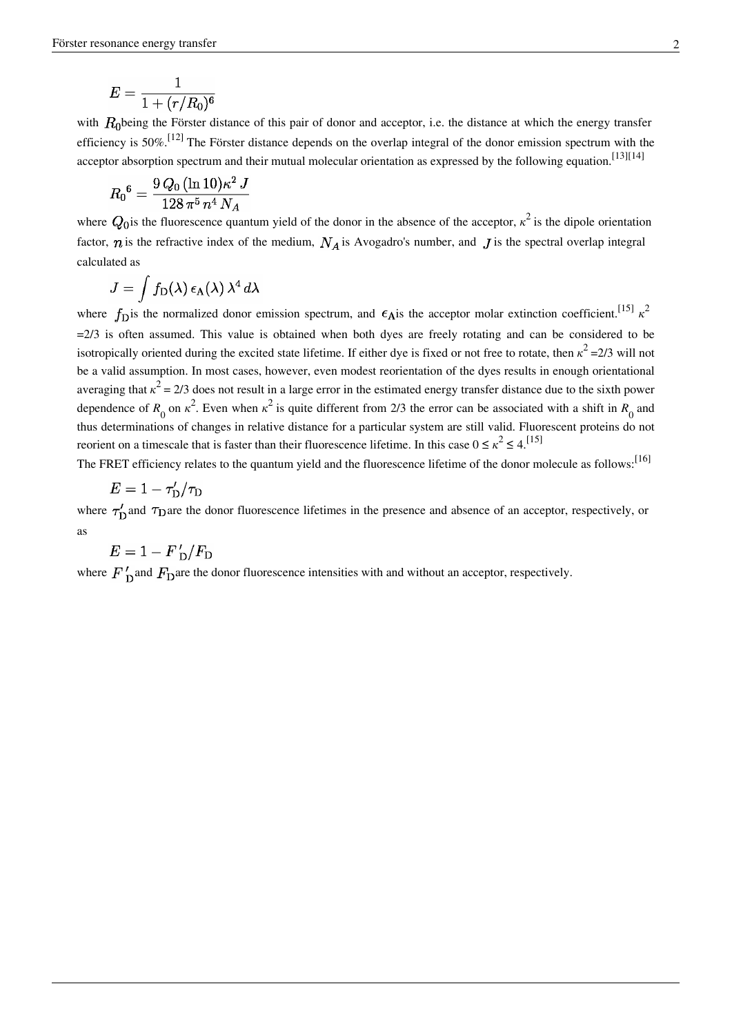$$E = \frac{1}{1 + (r/R_0)^6}$$

with $R_0$ being the Förster distance of this pair of donor and acceptor, i.e. the distance at which the energy transfer efficiency is 50%.[12] The Förster distance depends on the overlap integral of the donor emission spectrum with the acceptor absorption spectrum and their mutual molecular orientation as expressed by the following equation.[13][14]

$${R_0}^6 = \frac{9\, Q_0\, (\ln 10) \kappa^2\, J}{128\, \pi^5\, n^4\, N_A}$$

where $Q_0$ is the fluorescence quantum yield of the donor in the absence of the acceptor, $\kappa^2$ is the dipole orientation factor, $n$ is the refractive index of the medium, $N_A$ is Avogadro's number, and $J$ is the spectral overlap integral calculated as

$$J = \int f_{\rm D}(\lambda)\, \epsilon_{\rm A}(\lambda)\, \lambda^4\, d\lambda$$

where $f_{\rm D}$ is the normalized donor emission spectrum, and $\epsilon_{\rm A}$ is the acceptor molar extinction coefficient.[15] $\kappa^2$ =2/3 is often assumed. This value is obtained when both dyes are freely rotating and can be considered to be isotropically oriented during the excited state lifetime. If either dye is fixed or not free to rotate, then $\kappa^2$ =2/3 will not be a valid assumption. In most cases, however, even modest reorientation of the dyes results in enough orientational averaging that $\kappa^2$ = 2/3 does not result in a large error in the estimated energy transfer distance due to the sixth power dependence of $R_0$ on $\kappa^2$. Even when $\kappa^2$ is quite different from 2/3 the error can be associated with a shift in $R_0$ and thus determinations of changes in relative distance for a particular system are still valid. Fluorescent proteins do not reorient on a timescale that is faster than their fluorescence lifetime. In this case $0 \le \kappa^2 \le 4$.[15]

The FRET efficiency relates to the quantum yield and the fluorescence lifetime of the donor molecule as follows:[16]

$$E = 1 - \tau'_{\rm D}/\tau_{\rm D}$$

where $\tau'_{\rm D}$ and $\tau_{\rm D}$ are the donor fluorescence lifetimes in the presence and absence of an acceptor, respectively, or as

$$E = 1 - {F'}_{\rm D}/F_{\rm D}$$

where ${F'}_{\rm D}$ and $F_{\rm D}$ are the donor fluorescence intensities with and without an acceptor, respectively.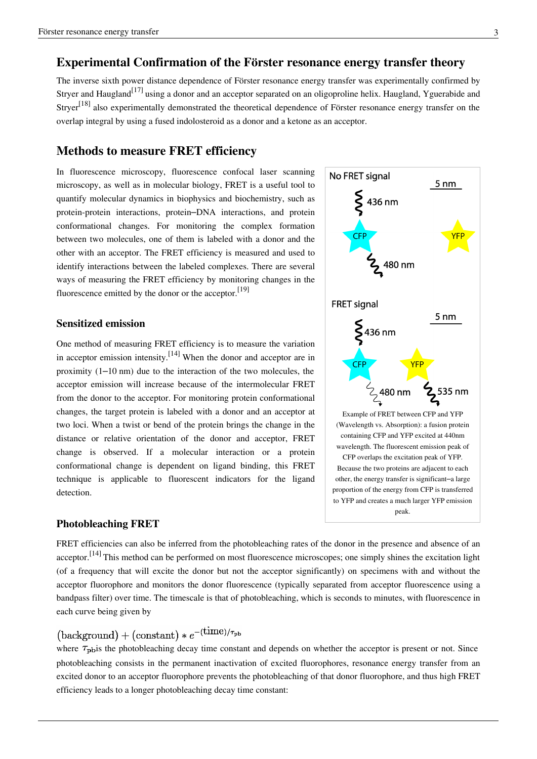## Experimental Confirmation of the Förster resonance energy transfer theory

The inverse sixth power distance dependence of Förster resonance energy transfer was experimentally confirmed by Stryer and Haugland[17] using a donor and an acceptor separated on an oligoproline helix. Haugland, Yguerabide and Stryer[18] also experimentally demonstrated the theoretical dependence of Förster resonance energy transfer on the overlap integral by using a fused indolosteroid as a donor and a ketone as an acceptor.

## Methods to measure FRET efficiency

In fluorescence microscopy, fluorescence confocal laser scanning microscopy, as well as in molecular biology, FRET is a useful tool to quantify molecular dynamics in biophysics and biochemistry, such as protein-protein interactions, protein–DNA interactions, and protein conformational changes. For monitoring the complex formation between two molecules, one of them is labeled with a donor and the other with an acceptor. The FRET efficiency is measured and used to identify interactions between the labeled complexes. There are several ways of measuring the FRET efficiency by monitoring changes in the fluorescence emitted by the donor or the acceptor.[19]

No FRET signal

5 nm

436 nm

CFP

YFP

480 nm

FRET signal

5 nm

436 nm

CFP

YFP

480 nm

535 nm

Example of FRET between CFP and YFP (Wavelength vs. Absorption): a fusion protein containing CFP and YFP excited at 440nm wavelength. The fluorescent emission peak of CFP overlaps the excitation peak of YFP. Because the two proteins are adjacent to each other, the energy transfer is significant–a large proportion of the energy from CFP is transferred to YFP and creates a much larger YFP emission peak.

### Sensitized emission

One method of measuring FRET efficiency is to measure the variation in acceptor emission intensity.[14] When the donor and acceptor are in proximity (1–10 nm) due to the interaction of the two molecules, the acceptor emission will increase because of the intermolecular FRET from the donor to the acceptor. For monitoring protein conformational changes, the target protein is labeled with a donor and an acceptor at two loci. When a twist or bend of the protein brings the change in the distance or relative orientation of the donor and acceptor, FRET change is observed. If a molecular interaction or a protein conformational change is dependent on ligand binding, this FRET technique is applicable to fluorescent indicators for the ligand detection.

### Photobleaching FRET

FRET efficiencies can also be inferred from the photobleaching rates of the donor in the presence and absence of an acceptor.[14] This method can be performed on most fluorescence microscopes; one simply shines the excitation light (of a frequency that will excite the donor but not the acceptor significantly) on specimens with and without the acceptor fluorophore and monitors the donor fluorescence (typically separated from acceptor fluorescence using a bandpass filter) over time. The timescale is that of photobleaching, which is seconds to minutes, with fluorescence in each curve being given by

$$(\text{background}) + (\text{constant}) * e^{-(\text{time})/\tau_{\text{pb}}}$$

where $\tau_{\text{pb}}$ is the photobleaching decay time constant and depends on whether the acceptor is present or not. Since photobleaching consists in the permanent inactivation of excited fluorophores, resonance energy transfer from an excited donor to an acceptor fluorophore prevents the photobleaching of that donor fluorophore, and thus high FRET efficiency leads to a longer photobleaching decay time constant: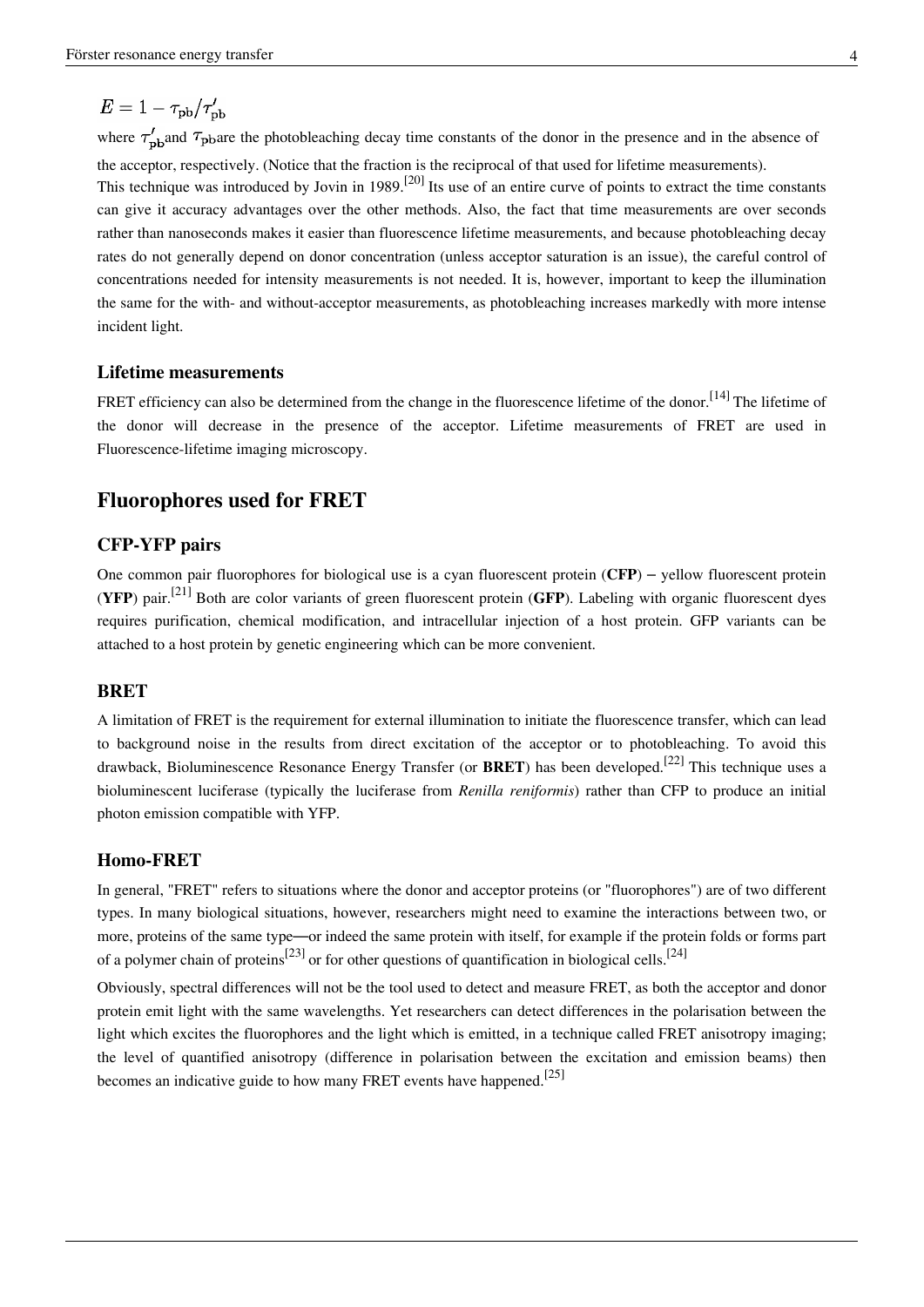$$E = 1 - \tau_{\mathrm{pb}} / \tau'_{\mathrm{pb}}$$

where $\tau'_{\mathrm{pb}}$ and $\tau_{\mathrm{pb}}$ are the photobleaching decay time constants of the donor in the presence and in the absence of the acceptor, respectively. (Notice that the fraction is the reciprocal of that used for lifetime measurements).

This technique was introduced by Jovin in 1989.[20] Its use of an entire curve of points to extract the time constants can give it accuracy advantages over the other methods. Also, the fact that time measurements are over seconds rather than nanoseconds makes it easier than fluorescence lifetime measurements, and because photobleaching decay rates do not generally depend on donor concentration (unless acceptor saturation is an issue), the careful control of concentrations needed for intensity measurements is not needed. It is, however, important to keep the illumination the same for the with- and without-acceptor measurements, as photobleaching increases markedly with more intense incident light.

### Lifetime measurements

FRET efficiency can also be determined from the change in the fluorescence lifetime of the donor.[14] The lifetime of the donor will decrease in the presence of the acceptor. Lifetime measurements of FRET are used in Fluorescence-lifetime imaging microscopy.

## Fluorophores used for FRET

### CFP-YFP pairs

One common pair fluorophores for biological use is a cyan fluorescent protein (**CFP**) – yellow fluorescent protein (**YFP**) pair.[21] Both are color variants of green fluorescent protein (**GFP**). Labeling with organic fluorescent dyes requires purification, chemical modification, and intracellular injection of a host protein. GFP variants can be attached to a host protein by genetic engineering which can be more convenient.

### BRET

A limitation of FRET is the requirement for external illumination to initiate the fluorescence transfer, which can lead to background noise in the results from direct excitation of the acceptor or to photobleaching. To avoid this drawback, Bioluminescence Resonance Energy Transfer (or **BRET**) has been developed.[22] This technique uses a bioluminescent luciferase (typically the luciferase from *Renilla reniformis*) rather than CFP to produce an initial photon emission compatible with YFP.

### Homo-FRET

In general, "FRET" refers to situations where the donor and acceptor proteins (or "fluorophores") are of two different types. In many biological situations, however, researchers might need to examine the interactions between two, or more, proteins of the same type—or indeed the same protein with itself, for example if the protein folds or forms part of a polymer chain of proteins[23] or for other questions of quantification in biological cells.[24]

Obviously, spectral differences will not be the tool used to detect and measure FRET, as both the acceptor and donor protein emit light with the same wavelengths. Yet researchers can detect differences in the polarisation between the light which excites the fluorophores and the light which is emitted, in a technique called FRET anisotropy imaging; the level of quantified anisotropy (difference in polarisation between the excitation and emission beams) then becomes an indicative guide to how many FRET events have happened.[25]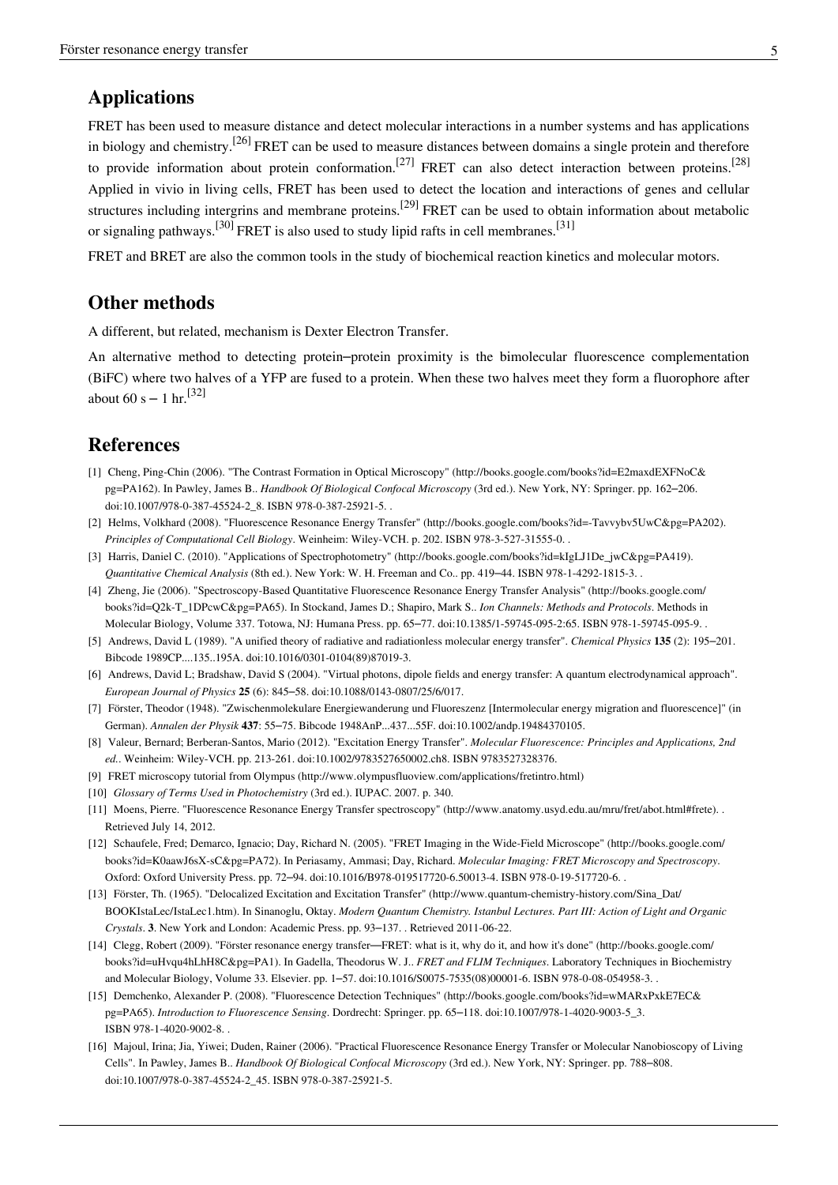## Applications

FRET has been used to measure distance and detect molecular interactions in a number systems and has applications in biology and chemistry.[26] FRET can be used to measure distances between domains a single protein and therefore to provide information about protein conformation.[27] FRET can also detect interaction between proteins.[28] Applied in vivio in living cells, FRET has been used to detect the location and interactions of genes and cellular structures including intergrins and membrane proteins.[29] FRET can be used to obtain information about metabolic or signaling pathways.[30] FRET is also used to study lipid rafts in cell membranes.[31]

FRET and BRET are also the common tools in the study of biochemical reaction kinetics and molecular motors.

## Other methods

A different, but related, mechanism is Dexter Electron Transfer.

An alternative method to detecting protein–protein proximity is the bimolecular fluorescence complementation (BiFC) where two halves of a YFP are fused to a protein. When these two halves meet they form a fluorophore after about 60 s – 1 hr.[32]

## References

[1] Cheng, Ping-Chin (2006). "The Contrast Formation in Optical Microscopy" (http://books.google.com/books?id=E2maxdEXFNoC&pg=PA162). In Pawley, James B.. *Handbook Of Biological Confocal Microscopy* (3rd ed.). New York, NY: Springer. pp. 162–206. doi:10.1007/978-0-387-45524-2_8. ISBN 978-0-387-25921-5. .

[2] Helms, Volkhard (2008). "Fluorescence Resonance Energy Transfer" (http://books.google.com/books?id=-Tavvybv5UwC&pg=PA202). *Principles of Computational Cell Biology*. Weinheim: Wiley-VCH. p. 202. ISBN 978-3-527-31555-0. .

[3] Harris, Daniel C. (2010). "Applications of Spectrophotometry" (http://books.google.com/books?id=kIgLJ1De_jwC&pg=PA419). *Quantitative Chemical Analysis* (8th ed.). New York: W. H. Freeman and Co.. pp. 419–44. ISBN 978-1-4292-1815-3. .

[4] Zheng, Jie (2006). "Spectroscopy-Based Quantitative Fluorescence Resonance Energy Transfer Analysis" (http://books.google.com/books?id=Q2k-T_1DPcwC&pg=PA65). In Stockand, James D.; Shapiro, Mark S.. *Ion Channels: Methods and Protocols*. Methods in Molecular Biology, Volume 337. Totowa, NJ: Humana Press. pp. 65–77. doi:10.1385/1-59745-095-2:65. ISBN 978-1-59745-095-9. .

[5] Andrews, David L (1989). "A unified theory of radiative and radiationless molecular energy transfer". *Chemical Physics* **135** (2): 195–201. Bibcode 1989CP....135..195A. doi:10.1016/0301-0104(89)87019-3.

[6] Andrews, David L; Bradshaw, David S (2004). "Virtual photons, dipole fields and energy transfer: A quantum electrodynamical approach". *European Journal of Physics* **25** (6): 845–58. doi:10.1088/0143-0807/25/6/017.

[7] Förster, Theodor (1948). "Zwischenmolekulare Energiewanderung und Fluoreszenz [Intermolecular energy migration and fluorescence]" (in German). *Annalen der Physik* **437**: 55–75. Bibcode 1948AnP...437...55F. doi:10.1002/andp.19484370105.

[8] Valeur, Bernard; Berberan-Santos, Mario (2012). "Excitation Energy Transfer". *Molecular Fluorescence: Principles and Applications, 2nd ed.*. Weinheim: Wiley-VCH. pp. 213-261. doi:10.1002/9783527650002.ch8. ISBN 9783527328376.

[9] FRET microscopy tutorial from Olympus (http://www.olympusfluoview.com/applications/fretintro.html)

[10] *Glossary of Terms Used in Photochemistry* (3rd ed.). IUPAC. 2007. p. 340.

[11] Moens, Pierre. "Fluorescence Resonance Energy Transfer spectroscopy" (http://www.anatomy.usyd.edu.au/mru/fret/abot.html#frete). . Retrieved July 14, 2012.

[12] Schaufele, Fred; Demarco, Ignacio; Day, Richard N. (2005). "FRET Imaging in the Wide-Field Microscope" (http://books.google.com/books?id=K0aawJ6sX-sC&pg=PA72). In Periasamy, Ammasi; Day, Richard. *Molecular Imaging: FRET Microscopy and Spectroscopy*. Oxford: Oxford University Press. pp. 72–94. doi:10.1016/B978-019517720-6.50013-4. ISBN 978-0-19-517720-6. .

[13] Förster, Th. (1965). "Delocalized Excitation and Excitation Transfer" (http://www.quantum-chemistry-history.com/Sina_Dat/BOOKIstaLec/IstaLec1.htm). In Sinanoglu, Oktay. *Modern Quantum Chemistry. Istanbul Lectures. Part III: Action of Light and Organic Crystals*. **3**. New York and London: Academic Press. pp. 93–137. . Retrieved 2011-06-22.

[14] Clegg, Robert (2009). "Förster resonance energy transfer—FRET: what is it, why do it, and how it's done" (http://books.google.com/books?id=uHvqu4hLhH8C&pg=PA1). In Gadella, Theodorus W. J.. *FRET and FLIM Techniques*. Laboratory Techniques in Biochemistry and Molecular Biology, Volume 33. Elsevier. pp. 1–57. doi:10.1016/S0075-7535(08)00001-6. ISBN 978-0-08-054958-3. .

[15] Demchenko, Alexander P. (2008). "Fluorescence Detection Techniques" (http://books.google.com/books?id=wMARxPxkE7EC&pg=PA65). *Introduction to Fluorescence Sensing*. Dordrecht: Springer. pp. 65–118. doi:10.1007/978-1-4020-9003-5_3. ISBN 978-1-4020-9002-8. .

[16] Majoul, Irina; Jia, Yiwei; Duden, Rainer (2006). "Practical Fluorescence Resonance Energy Transfer or Molecular Nanobioscopy of Living Cells". In Pawley, James B.. *Handbook Of Biological Confocal Microscopy* (3rd ed.). New York, NY: Springer. pp. 788–808. doi:10.1007/978-0-387-45524-2_45. ISBN 978-0-387-25921-5.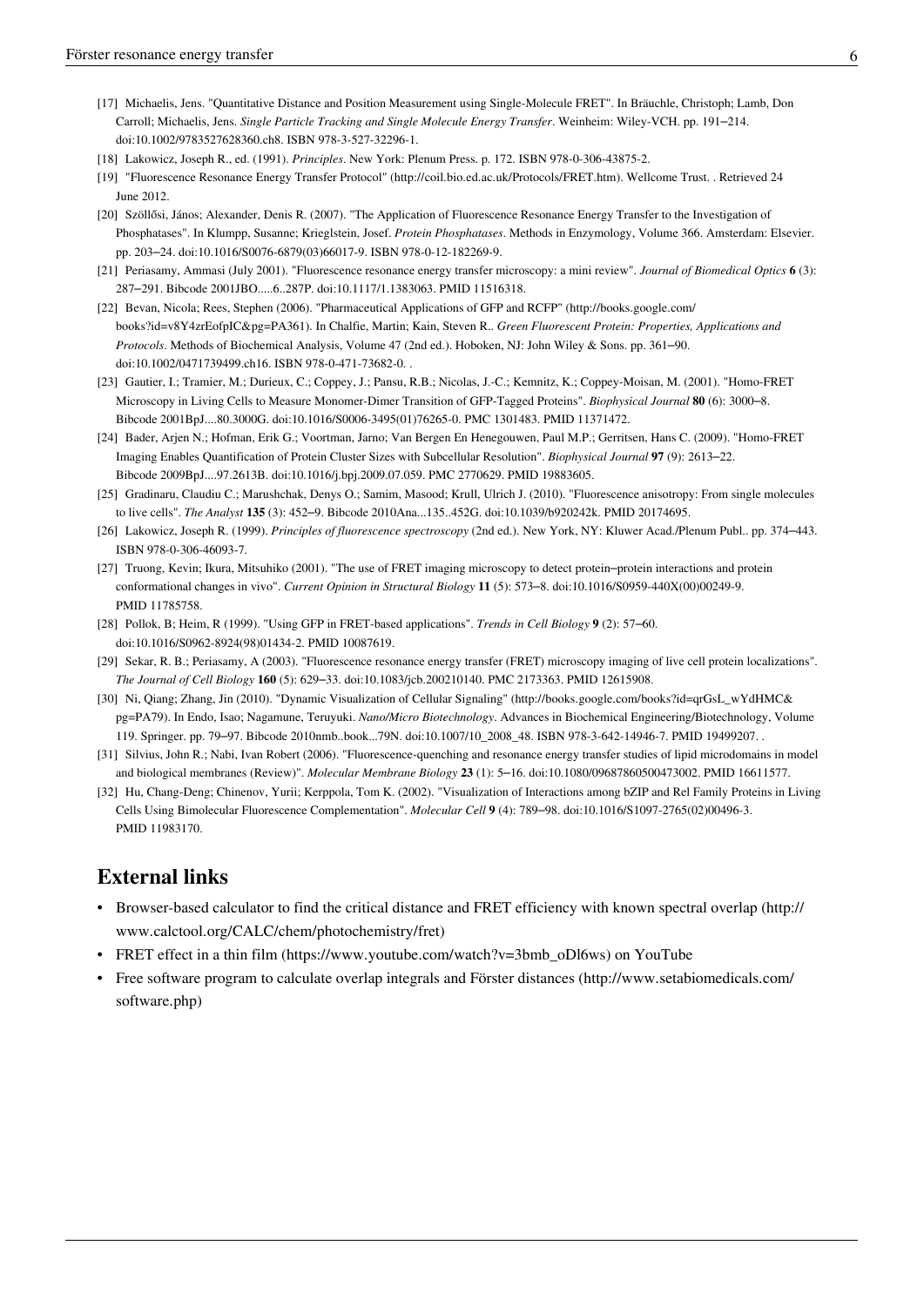[17] Michaelis, Jens. "Quantitative Distance and Position Measurement using Single-Molecule FRET". In Bräuchle, Christoph; Lamb, Don Carroll; Michaelis, Jens. *Single Particle Tracking and Single Molecule Energy Transfer*. Weinheim: Wiley-VCH. pp. 191–214. doi:10.1002/9783527628360.ch8. ISBN 978-3-527-32296-1.

[18] Lakowicz, Joseph R., ed. (1991). *Principles*. New York: Plenum Press. p. 172. ISBN 978-0-306-43875-2.

[19] "Fluorescence Resonance Energy Transfer Protocol" (http://coil.bio.ed.ac.uk/Protocols/FRET.htm). Wellcome Trust. . Retrieved 24 June 2012.

[20] Szöllősi, János; Alexander, Denis R. (2007). "The Application of Fluorescence Resonance Energy Transfer to the Investigation of Phosphatases". In Klumpp, Susanne; Krieglstein, Josef. *Protein Phosphatases*. Methods in Enzymology, Volume 366. Amsterdam: Elsevier. pp. 203–24. doi:10.1016/S0076-6879(03)66017-9. ISBN 978-0-12-182269-9.

[21] Periasamy, Ammasi (July 2001). "Fluorescence resonance energy transfer microscopy: a mini review". *Journal of Biomedical Optics* **6** (3): 287–291. Bibcode 2001JBO.....6..287P. doi:10.1117/1.1383063. PMID 11516318.

[22] Bevan, Nicola; Rees, Stephen (2006). "Pharmaceutical Applications of GFP and RCFP" (http://books.google.com/books?id=v8Y4zrEofpIC&pg=PA361). In Chalfie, Martin; Kain, Steven R.. *Green Fluorescent Protein: Properties, Applications and Protocols*. Methods of Biochemical Analysis, Volume 47 (2nd ed.). Hoboken, NJ: John Wiley & Sons. pp. 361–90. doi:10.1002/0471739499.ch16. ISBN 978-0-471-73682-0. .

[23] Gautier, I.; Tramier, M.; Durieux, C.; Coppey, J.; Pansu, R.B.; Nicolas, J.-C.; Kemnitz, K.; Coppey-Moisan, M. (2001). "Homo-FRET Microscopy in Living Cells to Measure Monomer-Dimer Transition of GFP-Tagged Proteins". *Biophysical Journal* **80** (6): 3000–8. Bibcode 2001BpJ....80.3000G. doi:10.1016/S0006-3495(01)76265-0. PMC 1301483. PMID 11371472.

[24] Bader, Arjen N.; Hofman, Erik G.; Voortman, Jarno; Van Bergen En Henegouwen, Paul M.P.; Gerritsen, Hans C. (2009). "Homo-FRET Imaging Enables Quantification of Protein Cluster Sizes with Subcellular Resolution". *Biophysical Journal* **97** (9): 2613–22. Bibcode 2009BpJ....97.2613B. doi:10.1016/j.bpj.2009.07.059. PMC 2770629. PMID 19883605.

[25] Gradinaru, Claudiu C.; Marushchak, Denys O.; Samim, Masood; Krull, Ulrich J. (2010). "Fluorescence anisotropy: From single molecules to live cells". *The Analyst* **135** (3): 452–9. Bibcode 2010Ana...135..452G. doi:10.1039/b920242k. PMID 20174695.

[26] Lakowicz, Joseph R. (1999). *Principles of fluorescence spectroscopy* (2nd ed.). New York, NY: Kluwer Acad./Plenum Publ.. pp. 374–443. ISBN 978-0-306-46093-7.

[27] Truong, Kevin; Ikura, Mitsuhiko (2001). "The use of FRET imaging microscopy to detect protein–protein interactions and protein conformational changes in vivo". *Current Opinion in Structural Biology* **11** (5): 573–8. doi:10.1016/S0959-440X(00)00249-9. PMID 11785758.

[28] Pollok, B; Heim, R (1999). "Using GFP in FRET-based applications". *Trends in Cell Biology* **9** (2): 57–60. doi:10.1016/S0962-8924(98)01434-2. PMID 10087619.

[29] Sekar, R. B.; Periasamy, A (2003). "Fluorescence resonance energy transfer (FRET) microscopy imaging of live cell protein localizations". *The Journal of Cell Biology* **160** (5): 629–33. doi:10.1083/jcb.200210140. PMC 2173363. PMID 12615908.

[30] Ni, Qiang; Zhang, Jin (2010). "Dynamic Visualization of Cellular Signaling" (http://books.google.com/books?id=qrGsL_wYdHMC&pg=PA79). In Endo, Isao; Nagamune, Teruyuki. *Nano/Micro Biotechnology*. Advances in Biochemical Engineering/Biotechnology, Volume 119. Springer. pp. 79–97. Bibcode 2010nmb..book...79N. doi:10.1007/10_2008_48. ISBN 978-3-642-14946-7. PMID 19499207. .

[31] Silvius, John R.; Nabi, Ivan Robert (2006). "Fluorescence-quenching and resonance energy transfer studies of lipid microdomains in model and biological membranes (Review)". *Molecular Membrane Biology* **23** (1): 5–16. doi:10.1080/09687860500473002. PMID 16611577.

[32] Hu, Chang-Deng; Chinenov, Yurii; Kerppola, Tom K. (2002). "Visualization of Interactions among bZIP and Rel Family Proteins in Living Cells Using Bimolecular Fluorescence Complementation". *Molecular Cell* **9** (4): 789–98. doi:10.1016/S1097-2765(02)00496-3. PMID 11983170.

## External links

- Browser-based calculator to find the critical distance and FRET efficiency with known spectral overlap (http://www.calctool.org/CALC/chem/photochemistry/fret)
- FRET effect in a thin film (https://www.youtube.com/watch?v=3bmb_oDl6ws) on YouTube
- Free software program to calculate overlap integrals and Förster distances (http://www.setabiomedicals.com/software.php)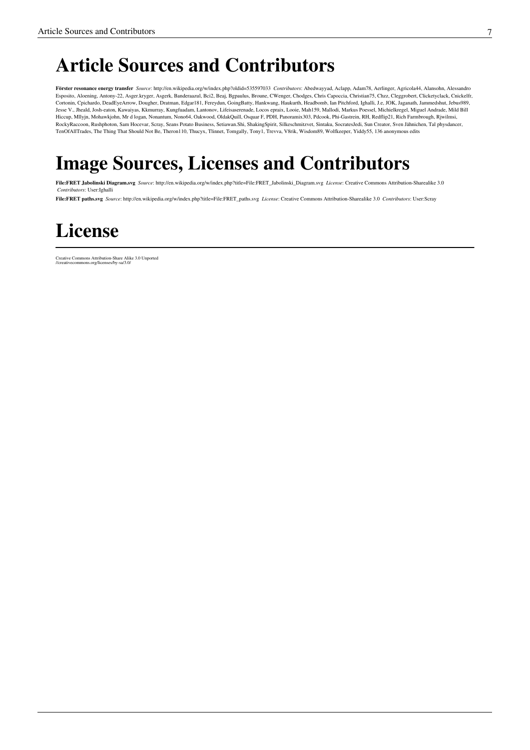# Article Sources and Contributors

**Förster resonance energy transfer** *Source*: http://en.wikipedia.org/w/index.php?oldid=535597033 *Contributors*: Abedwayyad, Aclapp, Adam78, Aerlinger, Agricola44, Alansohn, Alessandro Esposito, Aloening, Antony-22, Asger.kryger, Asgerk, Banderaazul, Bci2, Beaj, Bgpaulus, Broune, CWenger, Chodges, Chris Capoccia, Christian75, Chzz, Cleggrobert, Clicketyclack, Cnickelfr, Cortonin, Cpichardo, DeadEyeArrow, Dougher, Dratman, Edgar181, Fereydun, GoingBatty, Hankwang, Haukurth, Headbomb, Ian Pitchford, Ighalli, J.e, JOK, Jaganath, Jammedshut, Jebus989, Jesse V., Jheald, Josh-eaton, Kawaiyas, Kkmurray, Kungfuadam, Lantonov, Lifeisaserenade, Locos epraix, Looie, Mah159, Mallodi, Markus Poessel, Michielkregel, Miguel Andrade, Mild Bill Hiccup, Mllyjn, Mohawkjohn, Mr d logan, Nonantum, Nono64, Oakwood, OldakQuill, Osquar F, PDH, Panoramix303, Pdcook, Phi-Gastrein, RH, Redflip21, Rich Farmbrough, Rjwilmsi, RockyRaccoon, Rushphoton, Sam Hocevar, Scray, Seans Potato Business, Setiawan.Shi, ShakingSpirit, Silkeschmitzvet, Sintaku, SocratesJedi, Sun Creator, Sven Jähnichen, Tal physdancer, TenOfAllTrades, The Thing That Should Not Be, Theron110, Thucyx, Tlinnet, Tomgally, Tony1, Trevva, V8rik, Wisdom89, Wolfkeeper, Yiddy55, 136 anonymous edits

# Image Sources, Licenses and Contributors

**File:FRET Jabolinski Diagram.svg** *Source*: http://en.wikipedia.org/w/index.php?title=File:FRET_Jabolinski_Diagram.svg *License*: Creative Commons Attribution-Sharealike 3.0 *Contributors*: User:Ighalli

**File:FRET paths.svg** *Source*: http://en.wikipedia.org/w/index.php?title=File:FRET_paths.svg *License*: Creative Commons Attribution-Sharealike 3.0 *Contributors*: User:Scray

# License

Creative Commons Attribution-Share Alike 3.0 Unported
//creativecommons.org/licenses/by-sa/3.0/